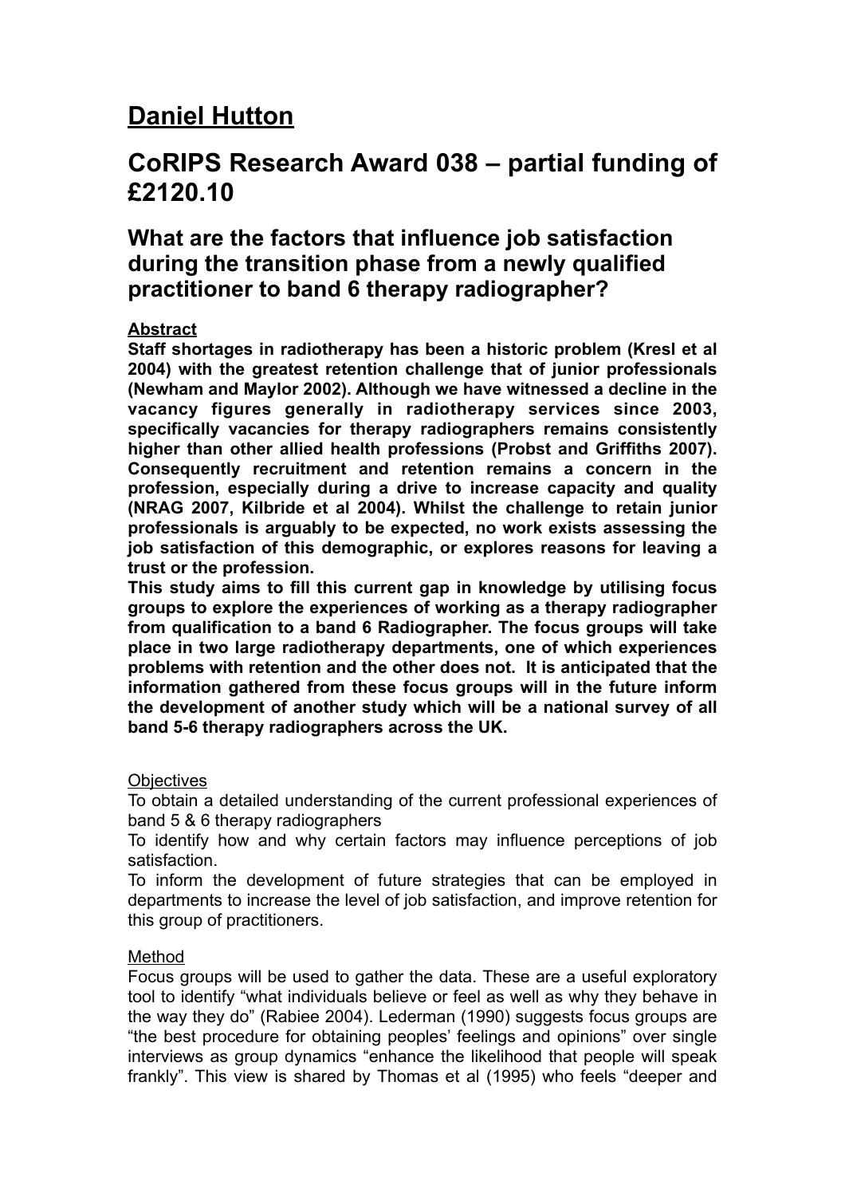# Daniel Hutton

## CoRIPS Research Award 038 – partial funding of £2120.10

### What are the factors that influence job satisfaction during the transition phase from a newly qualified practitioner to band 6 therapy radiographer?

**Abstract**

**Staff shortages in radiotherapy has been a historic problem (Kresl et al 2004) with the greatest retention challenge that of junior professionals (Newham and Maylor 2002). Although we have witnessed a decline in the vacancy figures generally in radiotherapy services since 2003, specifically vacancies for therapy radiographers remains consistently higher than other allied health professions (Probst and Griffiths 2007). Consequently recruitment and retention remains a concern in the profession, especially during a drive to increase capacity and quality (NRAG 2007, Kilbride et al 2004). Whilst the challenge to retain junior professionals is arguably to be expected, no work exists assessing the job satisfaction of this demographic, or explores reasons for leaving a trust or the profession.**

**This study aims to fill this current gap in knowledge by utilising focus groups to explore the experiences of working as a therapy radiographer from qualification to a band 6 Radiographer. The focus groups will take place in two large radiotherapy departments, one of which experiences problems with retention and the other does not. It is anticipated that the information gathered from these focus groups will in the future inform the development of another study which will be a national survey of all band 5-6 therapy radiographers across the UK.**

Objectives

To obtain a detailed understanding of the current professional experiences of band 5 & 6 therapy radiographers

To identify how and why certain factors may influence perceptions of job satisfaction.

To inform the development of future strategies that can be employed in departments to increase the level of job satisfaction, and improve retention for this group of practitioners.

Method

Focus groups will be used to gather the data. These are a useful exploratory tool to identify "what individuals believe or feel as well as why they behave in the way they do" (Rabiee 2004). Lederman (1990) suggests focus groups are "the best procedure for obtaining peoples' feelings and opinions" over single interviews as group dynamics "enhance the likelihood that people will speak frankly". This view is shared by Thomas et al (1995) who feels "deeper and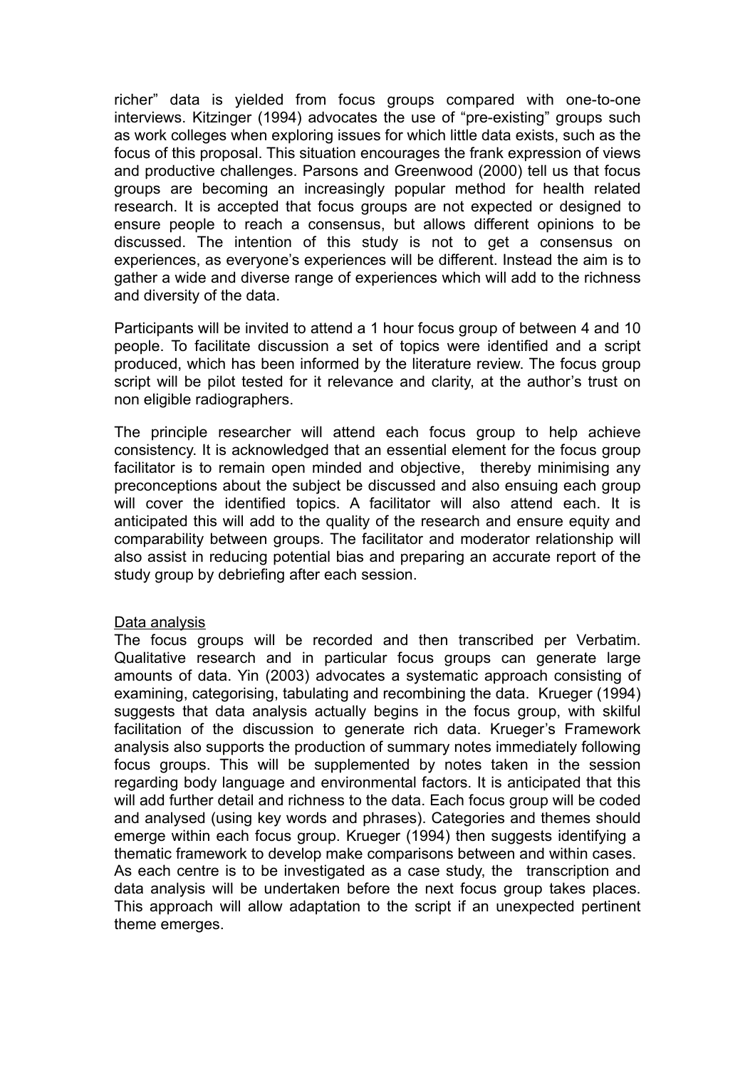richer" data is yielded from focus groups compared with one-to-one interviews. Kitzinger (1994) advocates the use of "pre-existing" groups such as work colleges when exploring issues for which little data exists, such as the focus of this proposal. This situation encourages the frank expression of views and productive challenges. Parsons and Greenwood (2000) tell us that focus groups are becoming an increasingly popular method for health related research. It is accepted that focus groups are not expected or designed to ensure people to reach a consensus, but allows different opinions to be discussed. The intention of this study is not to get a consensus on experiences, as everyone's experiences will be different. Instead the aim is to gather a wide and diverse range of experiences which will add to the richness and diversity of the data.

Participants will be invited to attend a 1 hour focus group of between 4 and 10 people. To facilitate discussion a set of topics were identified and a script produced, which has been informed by the literature review. The focus group script will be pilot tested for it relevance and clarity, at the author's trust on non eligible radiographers.

The principle researcher will attend each focus group to help achieve consistency. It is acknowledged that an essential element for the focus group facilitator is to remain open minded and objective, thereby minimising any preconceptions about the subject be discussed and also ensuing each group will cover the identified topics. A facilitator will also attend each. It is anticipated this will add to the quality of the research and ensure equity and comparability between groups. The facilitator and moderator relationship will also assist in reducing potential bias and preparing an accurate report of the study group by debriefing after each session.

Data analysis

The focus groups will be recorded and then transcribed per Verbatim. Qualitative research and in particular focus groups can generate large amounts of data. Yin (2003) advocates a systematic approach consisting of examining, categorising, tabulating and recombining the data. Krueger (1994) suggests that data analysis actually begins in the focus group, with skilful facilitation of the discussion to generate rich data. Krueger's Framework analysis also supports the production of summary notes immediately following focus groups. This will be supplemented by notes taken in the session regarding body language and environmental factors. It is anticipated that this will add further detail and richness to the data. Each focus group will be coded and analysed (using key words and phrases). Categories and themes should emerge within each focus group. Krueger (1994) then suggests identifying a thematic framework to develop make comparisons between and within cases. As each centre is to be investigated as a case study, the transcription and data analysis will be undertaken before the next focus group takes places. This approach will allow adaptation to the script if an unexpected pertinent theme emerges.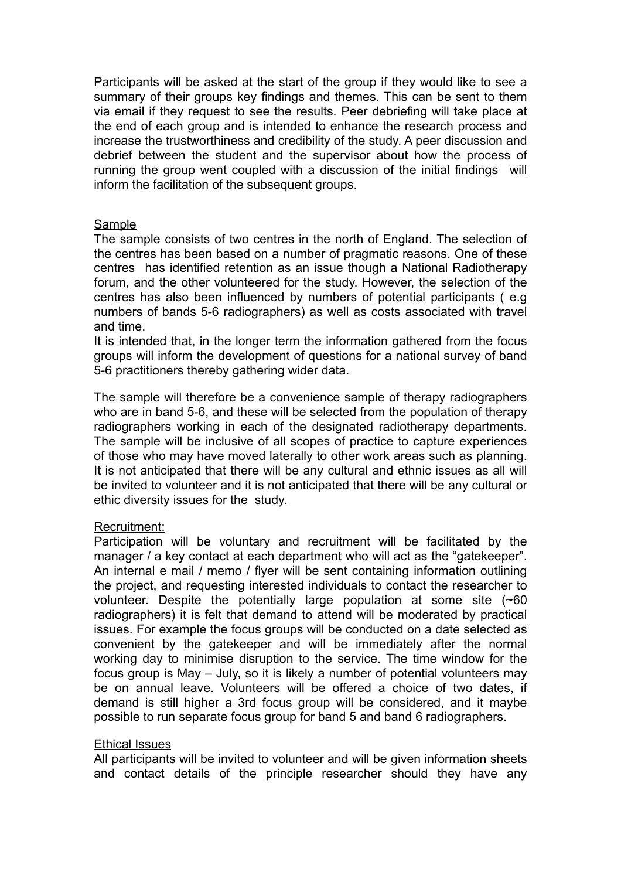Participants will be asked at the start of the group if they would like to see a summary of their groups key findings and themes. This can be sent to them via email if they request to see the results. Peer debriefing will take place at the end of each group and is intended to enhance the research process and increase the trustworthiness and credibility of the study. A peer discussion and debrief between the student and the supervisor about how the process of running the group went coupled with a discussion of the initial findings  will inform the facilitation of the subsequent groups.

<u>Sample</u>

The sample consists of two centres in the north of England. The selection of the centres has been based on a number of pragmatic reasons. One of these centres  has identified retention as an issue though a National Radiotherapy forum, and the other volunteered for the study. However, the selection of the centres has also been influenced by numbers of potential participants ( e.g numbers of bands 5-6 radiographers) as well as costs associated with travel and time.

It is intended that, in the longer term the information gathered from the focus groups will inform the development of questions for a national survey of band 5-6 practitioners thereby gathering wider data.

The sample will therefore be a convenience sample of therapy radiographers who are in band 5-6, and these will be selected from the population of therapy radiographers working in each of the designated radiotherapy departments. The sample will be inclusive of all scopes of practice to capture experiences of those who may have moved laterally to other work areas such as planning. It is not anticipated that there will be any cultural and ethnic issues as all will be invited to volunteer and it is not anticipated that there will be any cultural or ethic diversity issues for the  study.

<u>Recruitment:</u>

Participation will be voluntary and recruitment will be facilitated by the manager / a key contact at each department who will act as the "gatekeeper". An internal e mail / memo / flyer will be sent containing information outlining the project, and requesting interested individuals to contact the researcher to volunteer. Despite the potentially large population at some site (~60 radiographers) it is felt that demand to attend will be moderated by practical issues. For example the focus groups will be conducted on a date selected as convenient by the gatekeeper and will be immediately after the normal working day to minimise disruption to the service. The time window for the focus group is May – July, so it is likely a number of potential volunteers may be on annual leave. Volunteers will be offered a choice of two dates, if demand is still higher a 3rd focus group will be considered, and it maybe possible to run separate focus group for band 5 and band 6 radiographers.

<u>Ethical Issues</u>

All participants will be invited to volunteer and will be given information sheets and contact details of the principle researcher should they have any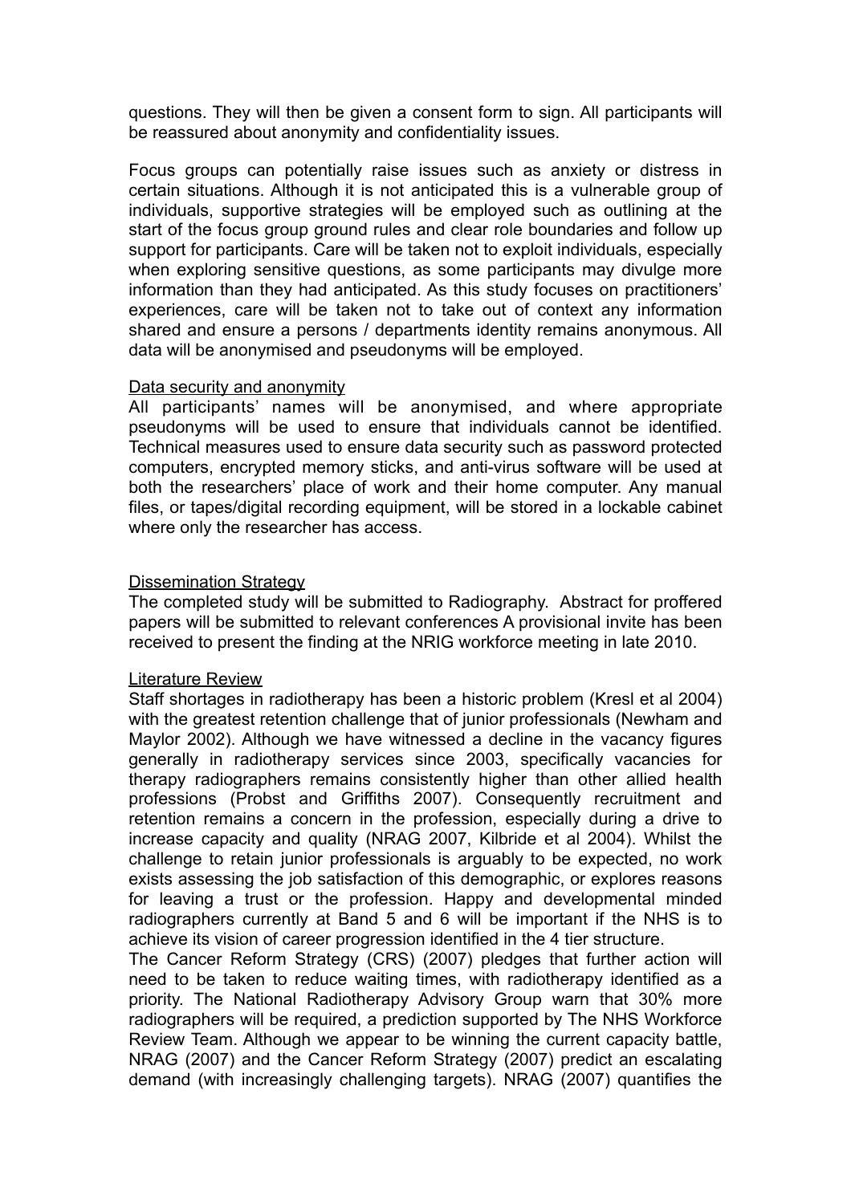questions. They will then be given a consent form to sign. All participants will be reassured about anonymity and confidentiality issues.

Focus groups can potentially raise issues such as anxiety or distress in certain situations. Although it is not anticipated this is a vulnerable group of individuals, supportive strategies will be employed such as outlining at the start of the focus group ground rules and clear role boundaries and follow up support for participants. Care will be taken not to exploit individuals, especially when exploring sensitive questions, as some participants may divulge more information than they had anticipated. As this study focuses on practitioners' experiences, care will be taken not to take out of context any information shared and ensure a persons / departments identity remains anonymous. All data will be anonymised and pseudonyms will be employed.

<u>Data security and anonymity</u>

All participants' names will be anonymised, and where appropriate pseudonyms will be used to ensure that individuals cannot be identified. Technical measures used to ensure data security such as password protected computers, encrypted memory sticks, and anti-virus software will be used at both the researchers' place of work and their home computer. Any manual files, or tapes/digital recording equipment, will be stored in a lockable cabinet where only the researcher has access.

<u>Dissemination Strategy</u>

The completed study will be submitted to Radiography. Abstract for proffered papers will be submitted to relevant conferences A provisional invite has been received to present the finding at the NRIG workforce meeting in late 2010.

<u>Literature Review</u>

Staff shortages in radiotherapy has been a historic problem (Kresl et al 2004) with the greatest retention challenge that of junior professionals (Newham and Maylor 2002). Although we have witnessed a decline in the vacancy figures generally in radiotherapy services since 2003, specifically vacancies for therapy radiographers remains consistently higher than other allied health professions (Probst and Griffiths 2007). Consequently recruitment and retention remains a concern in the profession, especially during a drive to increase capacity and quality (NRAG 2007, Kilbride et al 2004). Whilst the challenge to retain junior professionals is arguably to be expected, no work exists assessing the job satisfaction of this demographic, or explores reasons for leaving a trust or the profession. Happy and developmental minded radiographers currently at Band 5 and 6 will be important if the NHS is to achieve its vision of career progression identified in the 4 tier structure.

The Cancer Reform Strategy (CRS) (2007) pledges that further action will need to be taken to reduce waiting times, with radiotherapy identified as a priority. The National Radiotherapy Advisory Group warn that 30% more radiographers will be required, a prediction supported by The NHS Workforce Review Team. Although we appear to be winning the current capacity battle, NRAG (2007) and the Cancer Reform Strategy (2007) predict an escalating demand (with increasingly challenging targets). NRAG (2007) quantifies the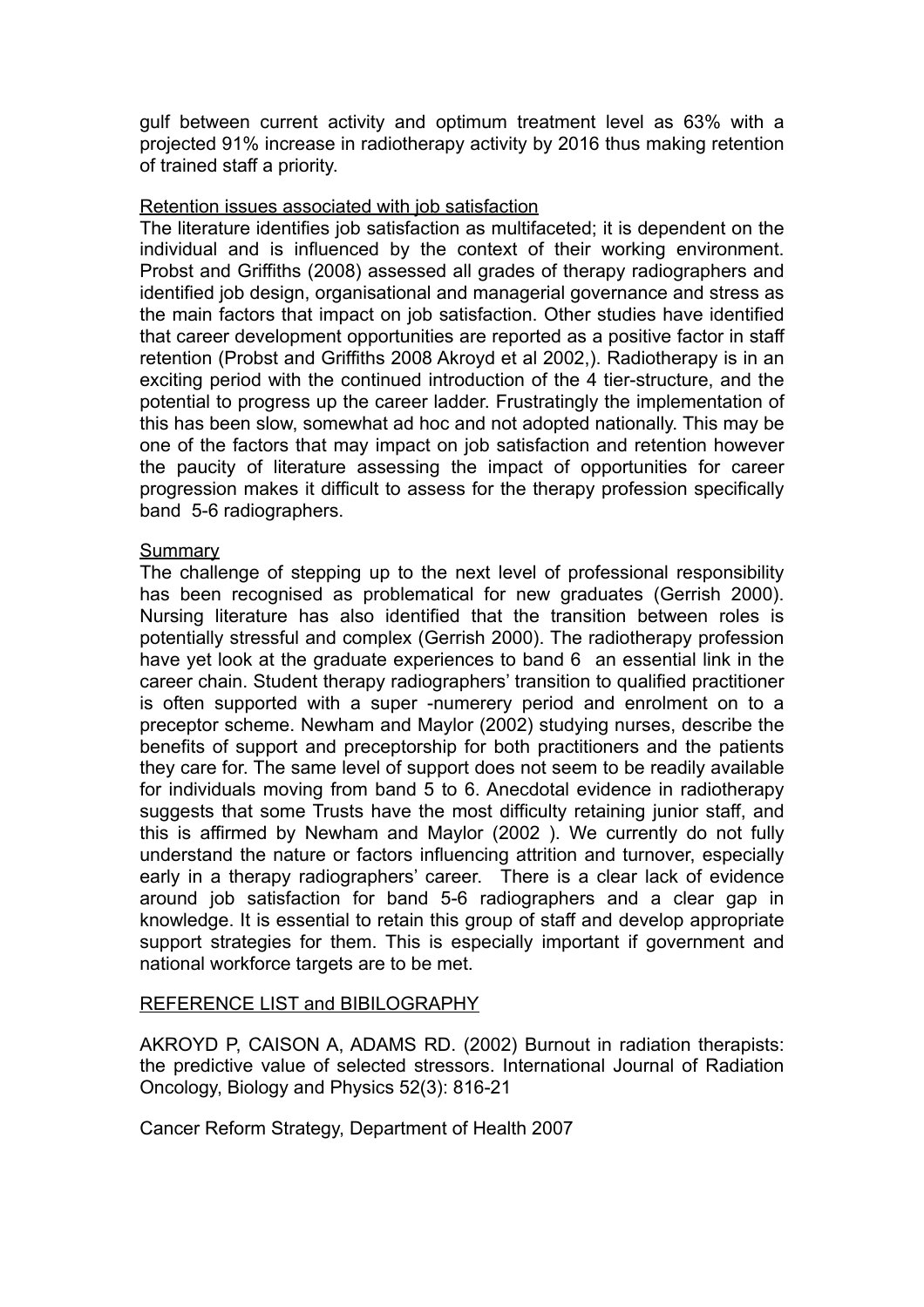gulf between current activity and optimum treatment level as 63% with a projected 91% increase in radiotherapy activity by 2016 thus making retention of trained staff a priority.

<u>Retention issues associated with job satisfaction</u>

The literature identifies job satisfaction as multifaceted; it is dependent on the individual and is influenced by the context of their working environment. Probst and Griffiths (2008) assessed all grades of therapy radiographers and identified job design, organisational and managerial governance and stress as the main factors that impact on job satisfaction. Other studies have identified that career development opportunities are reported as a positive factor in staff retention (Probst and Griffiths 2008 Akroyd et al 2002,). Radiotherapy is in an exciting period with the continued introduction of the 4 tier-structure, and the potential to progress up the career ladder. Frustratingly the implementation of this has been slow, somewhat ad hoc and not adopted nationally. This may be one of the factors that may impact on job satisfaction and retention however the paucity of literature assessing the impact of opportunities for career progression makes it difficult to assess for the therapy profession specifically band 5-6 radiographers.

<u>Summary</u>

The challenge of stepping up to the next level of professional responsibility has been recognised as problematical for new graduates (Gerrish 2000). Nursing literature has also identified that the transition between roles is potentially stressful and complex (Gerrish 2000). The radiotherapy profession have yet look at the graduate experiences to band 6 an essential link in the career chain. Student therapy radiographers' transition to qualified practitioner is often supported with a super -numerery period and enrolment on to a preceptor scheme. Newham and Maylor (2002) studying nurses, describe the benefits of support and preceptorship for both practitioners and the patients they care for. The same level of support does not seem to be readily available for individuals moving from band 5 to 6. Anecdotal evidence in radiotherapy suggests that some Trusts have the most difficulty retaining junior staff, and this is affirmed by Newham and Maylor (2002 ). We currently do not fully understand the nature or factors influencing attrition and turnover, especially early in a therapy radiographers' career. There is a clear lack of evidence around job satisfaction for band 5-6 radiographers and a clear gap in knowledge. It is essential to retain this group of staff and develop appropriate support strategies for them. This is especially important if government and national workforce targets are to be met.

<u>REFERENCE LIST and BIBILOGRAPHY</u>

AKROYD P, CAISON A, ADAMS RD. (2002) Burnout in radiation therapists: the predictive value of selected stressors. International Journal of Radiation Oncology, Biology and Physics 52(3): 816-21

Cancer Reform Strategy, Department of Health 2007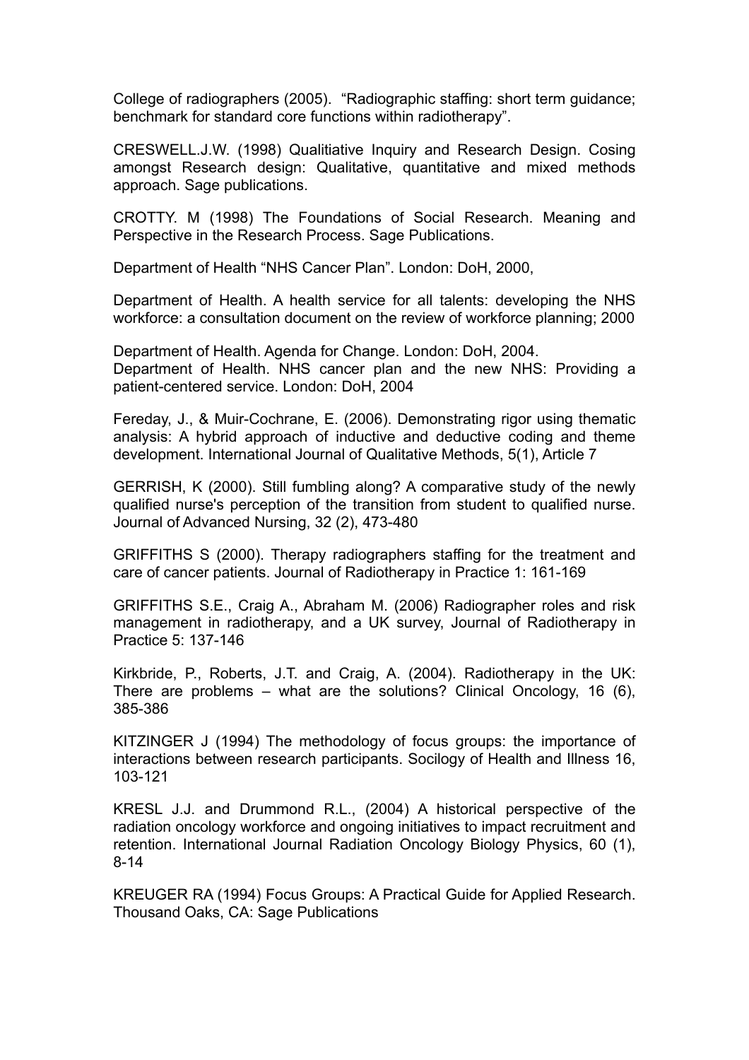College of radiographers (2005). "Radiographic staffing: short term guidance; benchmark for standard core functions within radiotherapy".

CRESWELL.J.W. (1998) Qualitiative Inquiry and Research Design. Cosing amongst Research design: Qualitative, quantitative and mixed methods approach. Sage publications.

CROTTY. M (1998) The Foundations of Social Research. Meaning and Perspective in the Research Process. Sage Publications.

Department of Health "NHS Cancer Plan". London: DoH, 2000,

Department of Health. A health service for all talents: developing the NHS workforce: a consultation document on the review of workforce planning; 2000

Department of Health. Agenda for Change. London: DoH, 2004.
Department of Health. NHS cancer plan and the new NHS: Providing a patient-centered service. London: DoH, 2004

Fereday, J., & Muir-Cochrane, E. (2006). Demonstrating rigor using thematic analysis: A hybrid approach of inductive and deductive coding and theme development. International Journal of Qualitative Methods, 5(1), Article 7

GERRISH, K (2000). Still fumbling along? A comparative study of the newly qualified nurse's perception of the transition from student to qualified nurse. Journal of Advanced Nursing, 32 (2), 473-480

GRIFFITHS S (2000). Therapy radiographers staffing for the treatment and care of cancer patients. Journal of Radiotherapy in Practice 1: 161-169

GRIFFITHS S.E., Craig A., Abraham M. (2006) Radiographer roles and risk management in radiotherapy, and a UK survey, Journal of Radiotherapy in Practice 5: 137-146

Kirkbride, P., Roberts, J.T. and Craig, A. (2004). Radiotherapy in the UK: There are problems – what are the solutions? Clinical Oncology, 16 (6), 385-386

KITZINGER J (1994) The methodology of focus groups: the importance of interactions between research participants. Socilogy of Health and Illness 16, 103-121

KRESL J.J. and Drummond R.L., (2004) A historical perspective of the radiation oncology workforce and ongoing initiatives to impact recruitment and retention. International Journal Radiation Oncology Biology Physics, 60 (1), 8-14

KREUGER RA (1994) Focus Groups: A Practical Guide for Applied Research. Thousand Oaks, CA: Sage Publications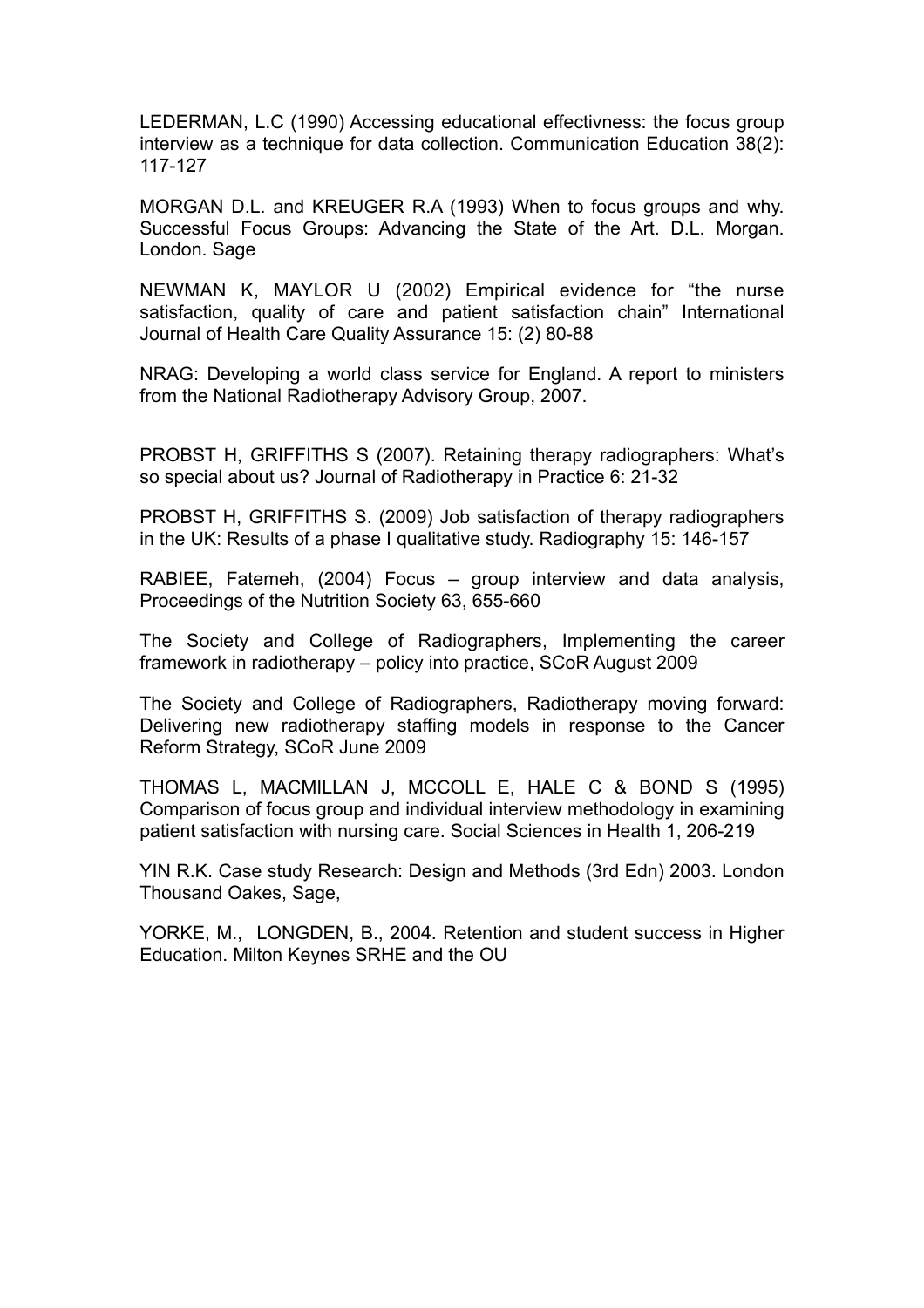LEDERMAN, L.C (1990) Accessing educational effectivness: the focus group interview as a technique for data collection. Communication Education 38(2): 117-127

MORGAN D.L. and KREUGER R.A (1993) When to focus groups and why. Successful Focus Groups: Advancing the State of the Art. D.L. Morgan. London. Sage

NEWMAN K, MAYLOR U (2002) Empirical evidence for “the nurse satisfaction, quality of care and patient satisfaction chain” International Journal of Health Care Quality Assurance 15: (2) 80-88

NRAG: Developing a world class service for England. A report to ministers from the National Radiotherapy Advisory Group, 2007.

PROBST H, GRIFFITHS S (2007). Retaining therapy radiographers: What’s so special about us? Journal of Radiotherapy in Practice 6: 21-32

PROBST H, GRIFFITHS S. (2009) Job satisfaction of therapy radiographers in the UK: Results of a phase I qualitative study. Radiography 15: 146-157

RABIEE, Fatemeh, (2004) Focus – group interview and data analysis, Proceedings of the Nutrition Society 63, 655-660

The Society and College of Radiographers, Implementing the career framework in radiotherapy – policy into practice, SCoR August 2009

The Society and College of Radiographers, Radiotherapy moving forward: Delivering new radiotherapy staffing models in response to the Cancer Reform Strategy, SCoR June 2009

THOMAS L, MACMILLAN J, MCCOLL E, HALE C & BOND S (1995) Comparison of focus group and individual interview methodology in examining patient satisfaction with nursing care. Social Sciences in Health 1, 206-219

YIN R.K. Case study Research: Design and Methods (3rd Edn) 2003. London Thousand Oakes, Sage,

YORKE, M., LONGDEN, B., 2004. Retention and student success in Higher Education. Milton Keynes SRHE and the OU